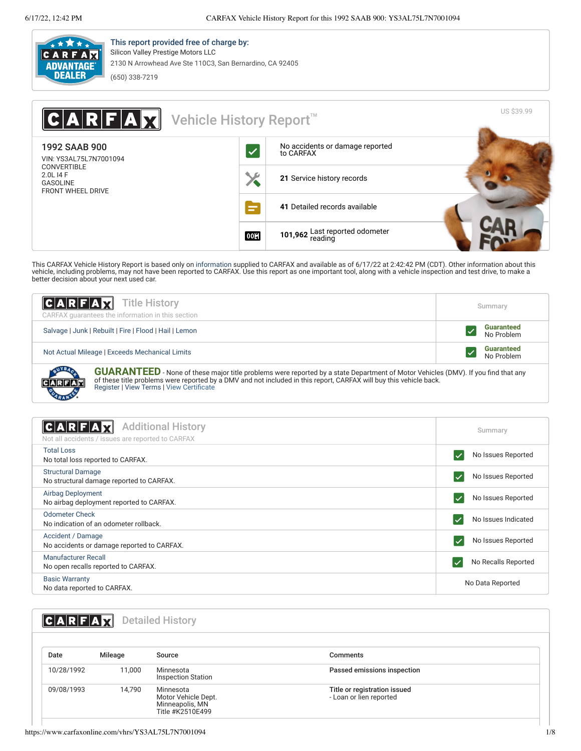**This report provided free of charge by:**
Silicon Valley Prestige Motors LLC
2130 N Arrowhead Ave Ste 110C3, San Bernardino, CA 92405
(650) 338-7219

# CARFAX Vehicle History Report™

US $39.99

**1992 SAAB 900**
VIN: YS3AL75L7N7001094
CONVERTIBLE
2.0L I4 F
GASOLINE
FRONT WHEEL DRIVE

- No accidents or damage reported to CARFAX
- **21** Service history records
- **41** Detailed records available
- **101,962** Last reported odometer reading

This CARFAX Vehicle History Report is based only on information supplied to CARFAX and available as of 6/17/22 at 2:42:42 PM (CDT). Other information about this vehicle, including problems, may not have been reported to CARFAX. Use this report as one important tool, along with a vehicle inspection and test drive, to make a better decision about your next used car.

## Title History

CARFAX guarantees the information in this section

| | Summary |
|---|---|
| Salvage \| Junk \| Rebuilt \| Fire \| Flood \| Hail \| Lemon | **Guaranteed** No Problem |
| Not Actual Mileage \| Exceeds Mechanical Limits | **Guaranteed** No Problem |

**GUARANTEED** - None of these major title problems were reported by a state Department of Motor Vehicles (DMV). If you find that any of these title problems were reported by a DMV and not included in this report, CARFAX will buy this vehicle back.
Register | View Terms | View Certificate

## Additional History

Not all accidents / issues are reported to CARFAX

| | Summary |
|---|---|
| Total Loss<br>No total loss reported to CARFAX. | No Issues Reported |
| Structural Damage<br>No structural damage reported to CARFAX. | No Issues Reported |
| Airbag Deployment<br>No airbag deployment reported to CARFAX. | No Issues Reported |
| Odometer Check<br>No indication of an odometer rollback. | No Issues Indicated |
| Accident / Damage<br>No accidents or damage reported to CARFAX. | No Issues Reported |
| Manufacturer Recall<br>No open recalls reported to CARFAX. | No Recalls Reported |
| Basic Warranty<br>No data reported to CARFAX. | No Data Reported |

## Detailed History

| Date | Mileage | Source | Comments |
|---|---|---|---|
| 10/28/1992 | 11,000 | Minnesota<br>Inspection Station | **Passed emissions inspection** |
| 09/08/1993 | 14,790 | Minnesota<br>Motor Vehicle Dept.<br>Minneapolis, MN<br>Title #K2510E499 | **Title or registration issued**<br>- Loan or lien reported |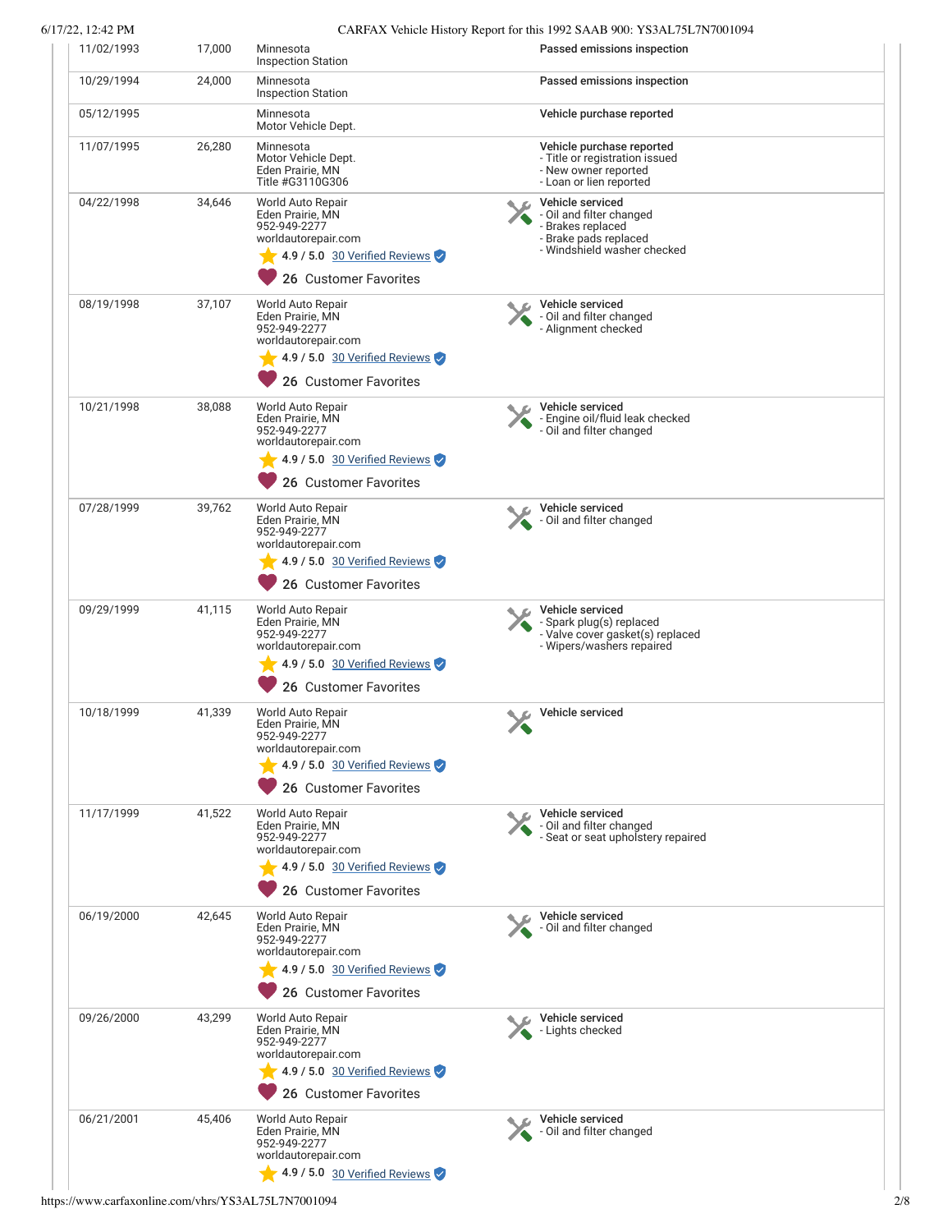| Date | Mileage | Source | Comments |
|---|---|---|---|
| 11/02/1993 | 17,000 | Minnesota Inspection Station | **Passed emissions inspection** |
| 10/29/1994 | 24,000 | Minnesota Inspection Station | **Passed emissions inspection** |
| 05/12/1995 | | Minnesota Motor Vehicle Dept. | **Vehicle purchase reported** |
| 11/07/1995 | 26,280 | Minnesota Motor Vehicle Dept. Eden Prairie, MN Title #G3110G306 | **Vehicle purchase reported** - Title or registration issued - New owner reported - Loan or lien reported |
| 04/22/1998 | 34,646 | World Auto Repair Eden Prairie, MN 952-949-2277 worldautorepair.com 4.9 / 5.0 30 Verified Reviews 26 Customer Favorites | **Vehicle serviced** - Oil and filter changed - Brakes replaced - Brake pads replaced - Windshield washer checked |
| 08/19/1998 | 37,107 | World Auto Repair Eden Prairie, MN 952-949-2277 worldautorepair.com 4.9 / 5.0 30 Verified Reviews 26 Customer Favorites | **Vehicle serviced** - Oil and filter changed - Alignment checked |
| 10/21/1998 | 38,088 | World Auto Repair Eden Prairie, MN 952-949-2277 worldautorepair.com 4.9 / 5.0 30 Verified Reviews 26 Customer Favorites | **Vehicle serviced** - Engine oil/fluid leak checked - Oil and filter changed |
| 07/28/1999 | 39,762 | World Auto Repair Eden Prairie, MN 952-949-2277 worldautorepair.com 4.9 / 5.0 30 Verified Reviews 26 Customer Favorites | **Vehicle serviced** - Oil and filter changed |
| 09/29/1999 | 41,115 | World Auto Repair Eden Prairie, MN 952-949-2277 worldautorepair.com 4.9 / 5.0 30 Verified Reviews 26 Customer Favorites | **Vehicle serviced** - Spark plug(s) replaced - Valve cover gasket(s) replaced - Wipers/washers repaired |
| 10/18/1999 | 41,339 | World Auto Repair Eden Prairie, MN 952-949-2277 worldautorepair.com 4.9 / 5.0 30 Verified Reviews 26 Customer Favorites | **Vehicle serviced** |
| 11/17/1999 | 41,522 | World Auto Repair Eden Prairie, MN 952-949-2277 worldautorepair.com 4.9 / 5.0 30 Verified Reviews 26 Customer Favorites | **Vehicle serviced** - Oil and filter changed - Seat or seat upholstery repaired |
| 06/19/2000 | 42,645 | World Auto Repair Eden Prairie, MN 952-949-2277 worldautorepair.com 4.9 / 5.0 30 Verified Reviews 26 Customer Favorites | **Vehicle serviced** - Oil and filter changed |
| 09/26/2000 | 43,299 | World Auto Repair Eden Prairie, MN 952-949-2277 worldautorepair.com 4.9 / 5.0 30 Verified Reviews 26 Customer Favorites | **Vehicle serviced** - Lights checked |
| 06/21/2001 | 45,406 | World Auto Repair Eden Prairie, MN 952-949-2277 worldautorepair.com 4.9 / 5.0 30 Verified Reviews | **Vehicle serviced** - Oil and filter changed |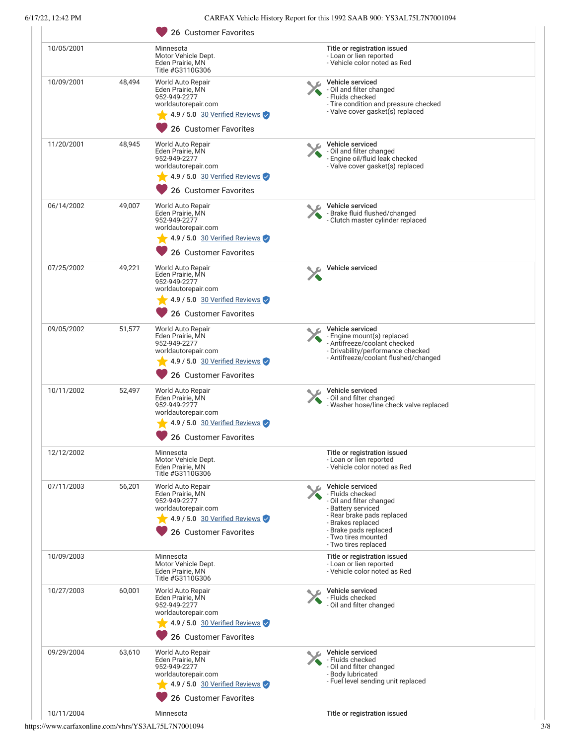| Date | Mileage | Source | Comments |
|---|---|---|---|
| | | 26 Customer Favorites | |
| 10/05/2001 | | Minnesota<br>Motor Vehicle Dept.<br>Eden Prairie, MN<br>Title #G3110G306 | **Title or registration issued**<br>- Loan or lien reported<br>- Vehicle color noted as Red |
| 10/09/2001 | 48,494 | World Auto Repair<br>Eden Prairie, MN<br>952-949-2277<br>worldautorepair.com<br>4.9 / 5.0 30 Verified Reviews<br>26 Customer Favorites | **Vehicle serviced**<br>- Oil and filter changed<br>- Fluids checked<br>- Tire condition and pressure checked<br>- Valve cover gasket(s) replaced |
| 11/20/2001 | 48,945 | World Auto Repair<br>Eden Prairie, MN<br>952-949-2277<br>worldautorepair.com<br>4.9 / 5.0 30 Verified Reviews<br>26 Customer Favorites | **Vehicle serviced**<br>- Oil and filter changed<br>- Engine oil/fluid leak checked<br>- Valve cover gasket(s) replaced |
| 06/14/2002 | 49,007 | World Auto Repair<br>Eden Prairie, MN<br>952-949-2277<br>worldautorepair.com<br>4.9 / 5.0 30 Verified Reviews<br>26 Customer Favorites | **Vehicle serviced**<br>- Brake fluid flushed/changed<br>- Clutch master cylinder replaced |
| 07/25/2002 | 49,221 | World Auto Repair<br>Eden Prairie, MN<br>952-949-2277<br>worldautorepair.com<br>4.9 / 5.0 30 Verified Reviews<br>26 Customer Favorites | **Vehicle serviced** |
| 09/05/2002 | 51,577 | World Auto Repair<br>Eden Prairie, MN<br>952-949-2277<br>worldautorepair.com<br>4.9 / 5.0 30 Verified Reviews<br>26 Customer Favorites | **Vehicle serviced**<br>- Engine mount(s) replaced<br>- Antifreeze/coolant checked<br>- Drivability/performance checked<br>- Antifreeze/coolant flushed/changed |
| 10/11/2002 | 52,497 | World Auto Repair<br>Eden Prairie, MN<br>952-949-2277<br>worldautorepair.com<br>4.9 / 5.0 30 Verified Reviews<br>26 Customer Favorites | **Vehicle serviced**<br>- Oil and filter changed<br>- Washer hose/line check valve replaced |
| 12/12/2002 | | Minnesota<br>Motor Vehicle Dept.<br>Eden Prairie, MN<br>Title #G3110G306 | **Title or registration issued**<br>- Loan or lien reported<br>- Vehicle color noted as Red |
| 07/11/2003 | 56,201 | World Auto Repair<br>Eden Prairie, MN<br>952-949-2277<br>worldautorepair.com<br>4.9 / 5.0 30 Verified Reviews<br>26 Customer Favorites | **Vehicle serviced**<br>- Fluids checked<br>- Oil and filter changed<br>- Battery serviced<br>- Rear brake pads replaced<br>- Brakes replaced<br>- Brake pads replaced<br>- Two tires mounted<br>- Two tires replaced |
| 10/09/2003 | | Minnesota<br>Motor Vehicle Dept.<br>Eden Prairie, MN<br>Title #G3110G306 | **Title or registration issued**<br>- Loan or lien reported<br>- Vehicle color noted as Red |
| 10/27/2003 | 60,001 | World Auto Repair<br>Eden Prairie, MN<br>952-949-2277<br>worldautorepair.com<br>4.9 / 5.0 30 Verified Reviews<br>26 Customer Favorites | **Vehicle serviced**<br>- Fluids checked<br>- Oil and filter changed |
| 09/29/2004 | 63,610 | World Auto Repair<br>Eden Prairie, MN<br>952-949-2277<br>worldautorepair.com<br>4.9 / 5.0 30 Verified Reviews<br>26 Customer Favorites | **Vehicle serviced**<br>- Fluids checked<br>- Oil and filter changed<br>- Body lubricated<br>- Fuel level sending unit replaced |
| 10/11/2004 | | Minnesota | **Title or registration issued** |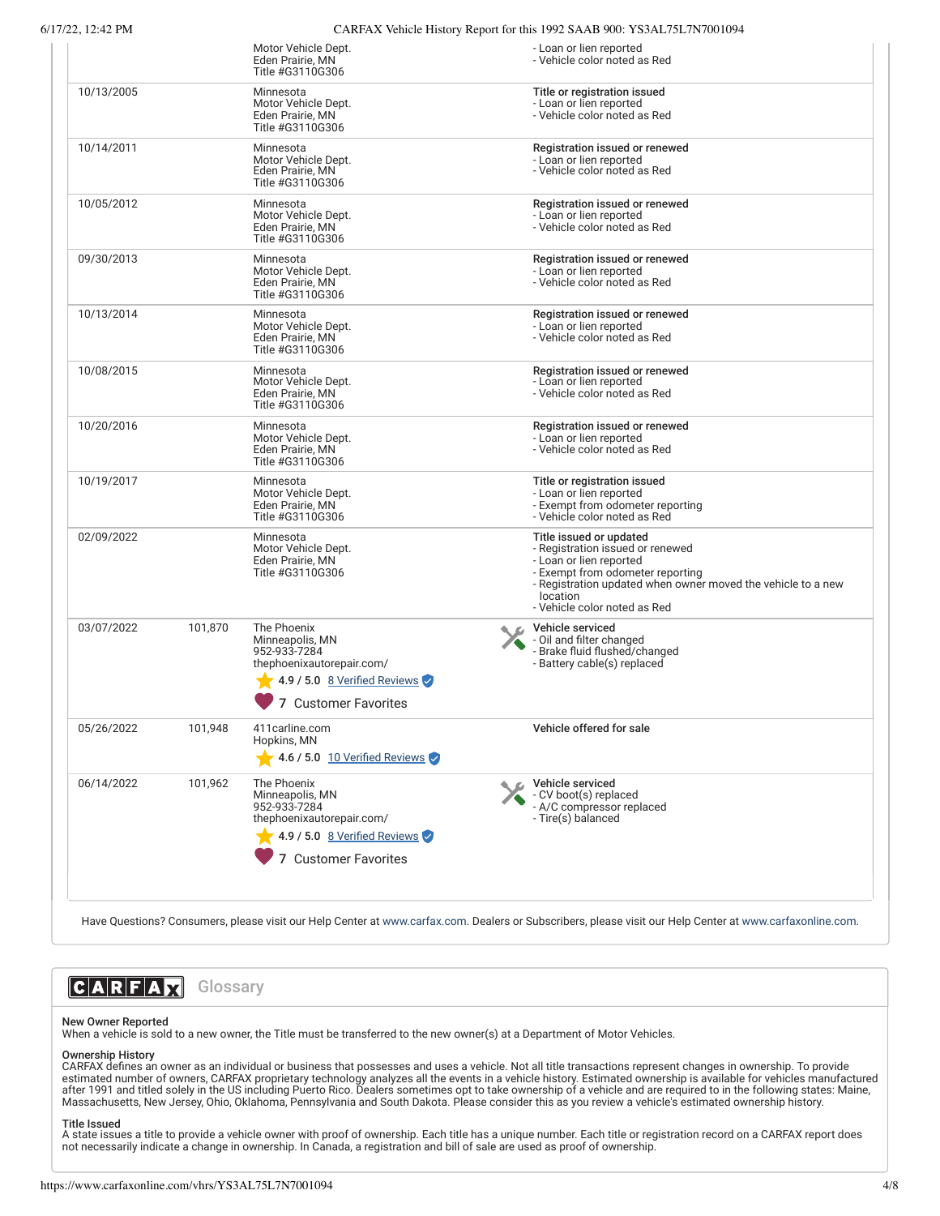| Date | Mileage | Source | Comments |
|---|---|---|---|
| | | Motor Vehicle Dept.<br>Eden Prairie, MN<br>Title #G3110G306 | - Loan or lien reported<br>- Vehicle color noted as Red |
| 10/13/2005 | | Minnesota<br>Motor Vehicle Dept.<br>Eden Prairie, MN<br>Title #G3110G306 | **Title or registration issued**<br>- Loan or lien reported<br>- Vehicle color noted as Red |
| 10/14/2011 | | Minnesota<br>Motor Vehicle Dept.<br>Eden Prairie, MN<br>Title #G3110G306 | **Registration issued or renewed**<br>- Loan or lien reported<br>- Vehicle color noted as Red |
| 10/05/2012 | | Minnesota<br>Motor Vehicle Dept.<br>Eden Prairie, MN<br>Title #G3110G306 | **Registration issued or renewed**<br>- Loan or lien reported<br>- Vehicle color noted as Red |
| 09/30/2013 | | Minnesota<br>Motor Vehicle Dept.<br>Eden Prairie, MN<br>Title #G3110G306 | **Registration issued or renewed**<br>- Loan or lien reported<br>- Vehicle color noted as Red |
| 10/13/2014 | | Minnesota<br>Motor Vehicle Dept.<br>Eden Prairie, MN<br>Title #G3110G306 | **Registration issued or renewed**<br>- Loan or lien reported<br>- Vehicle color noted as Red |
| 10/08/2015 | | Minnesota<br>Motor Vehicle Dept.<br>Eden Prairie, MN<br>Title #G3110G306 | **Registration issued or renewed**<br>- Loan or lien reported<br>- Vehicle color noted as Red |
| 10/20/2016 | | Minnesota<br>Motor Vehicle Dept.<br>Eden Prairie, MN<br>Title #G3110G306 | **Registration issued or renewed**<br>- Loan or lien reported<br>- Vehicle color noted as Red |
| 10/19/2017 | | Minnesota<br>Motor Vehicle Dept.<br>Eden Prairie, MN<br>Title #G3110G306 | **Title or registration issued**<br>- Loan or lien reported<br>- Exempt from odometer reporting<br>- Vehicle color noted as Red |
| 02/09/2022 | | Minnesota<br>Motor Vehicle Dept.<br>Eden Prairie, MN<br>Title #G3110G306 | **Title issued or updated**<br>- Registration issued or renewed<br>- Loan or lien reported<br>- Exempt from odometer reporting<br>- Registration updated when owner moved the vehicle to a new location<br>- Vehicle color noted as Red |
| 03/07/2022 | 101,870 | The Phoenix<br>Minneapolis, MN<br>952-933-7284<br>thephoenixautorepair.com/<br>4.9 / 5.0 8 Verified Reviews<br>7 Customer Favorites | **Vehicle serviced**<br>- Oil and filter changed<br>- Brake fluid flushed/changed<br>- Battery cable(s) replaced |
| 05/26/2022 | 101,948 | 411carline.com<br>Hopkins, MN<br>4.6 / 5.0 10 Verified Reviews | **Vehicle offered for sale** |
| 06/14/2022 | 101,962 | The Phoenix<br>Minneapolis, MN<br>952-933-7284<br>thephoenixautorepair.com/<br>4.9 / 5.0 8 Verified Reviews<br>7 Customer Favorites | **Vehicle serviced**<br>- CV boot(s) replaced<br>- A/C compressor replaced<br>- Tire(s) balanced |

Have Questions? Consumers, please visit our Help Center at www.carfax.com. Dealers or Subscribers, please visit our Help Center at www.carfaxonline.com.

## CARFAX Glossary

**New Owner Reported**
When a vehicle is sold to a new owner, the Title must be transferred to the new owner(s) at a Department of Motor Vehicles.

**Ownership History**
CARFAX defines an owner as an individual or business that possesses and uses a vehicle. Not all title transactions represent changes in ownership. To provide estimated number of owners, CARFAX proprietary technology analyzes all the events in a vehicle history. Estimated ownership is available for vehicles manufactured after 1991 and titled solely in the US including Puerto Rico. Dealers sometimes opt to take ownership of a vehicle and are required to in the following states: Maine, Massachusetts, New Jersey, Ohio, Oklahoma, Pennsylvania and South Dakota. Please consider this as you review a vehicle's estimated ownership history.

**Title Issued**
A state issues a title to provide a vehicle owner with proof of ownership. Each title has a unique number. Each title or registration record on a CARFAX report does not necessarily indicate a change in ownership. In Canada, a registration and bill of sale are used as proof of ownership.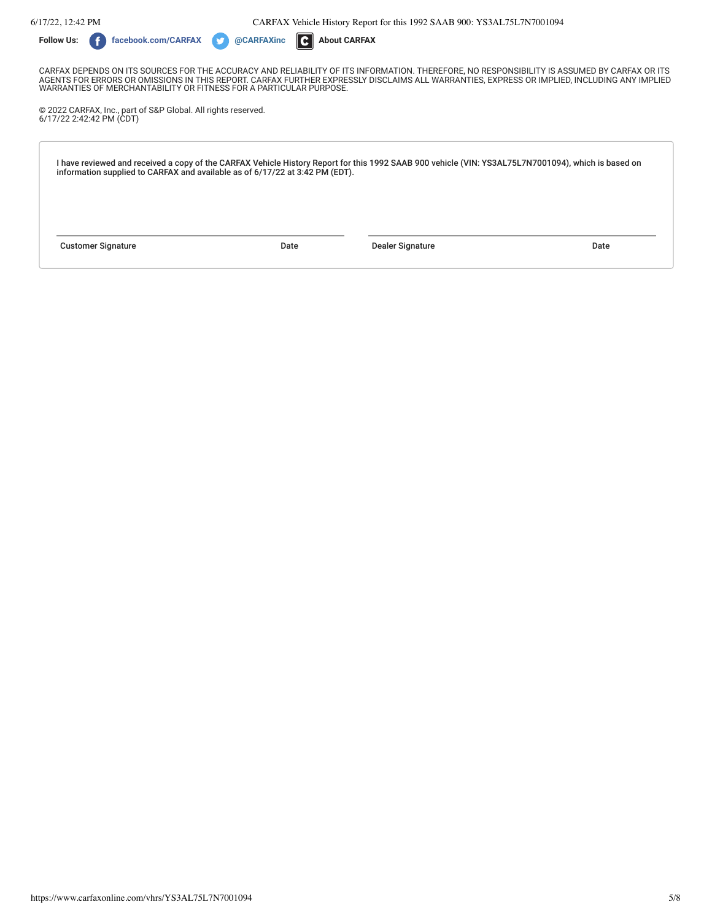**Follow Us:** facebook.com/CARFAX @CARFAXinc **About CARFAX**

CARFAX DEPENDS ON ITS SOURCES FOR THE ACCURACY AND RELIABILITY OF ITS INFORMATION. THEREFORE, NO RESPONSIBILITY IS ASSUMED BY CARFAX OR ITS AGENTS FOR ERRORS OR OMISSIONS IN THIS REPORT. CARFAX FURTHER EXPRESSLY DISCLAIMS ALL WARRANTIES, EXPRESS OR IMPLIED, INCLUDING ANY IMPLIED WARRANTIES OF MERCHANTABILITY OR FITNESS FOR A PARTICULAR PURPOSE.

© 2022 CARFAX, Inc., part of S&P Global. All rights reserved.
6/17/22 2:42:42 PM (CDT)

I have reviewed and received a copy of the CARFAX Vehicle History Report for this 1992 SAAB 900 vehicle (VIN: YS3AL75L7N7001094), which is based on information supplied to CARFAX and available as of 6/17/22 at 3:42 PM (EDT).

| Customer Signature | Date | Dealer Signature | Date |
| --- | --- | --- | --- |
| | | | |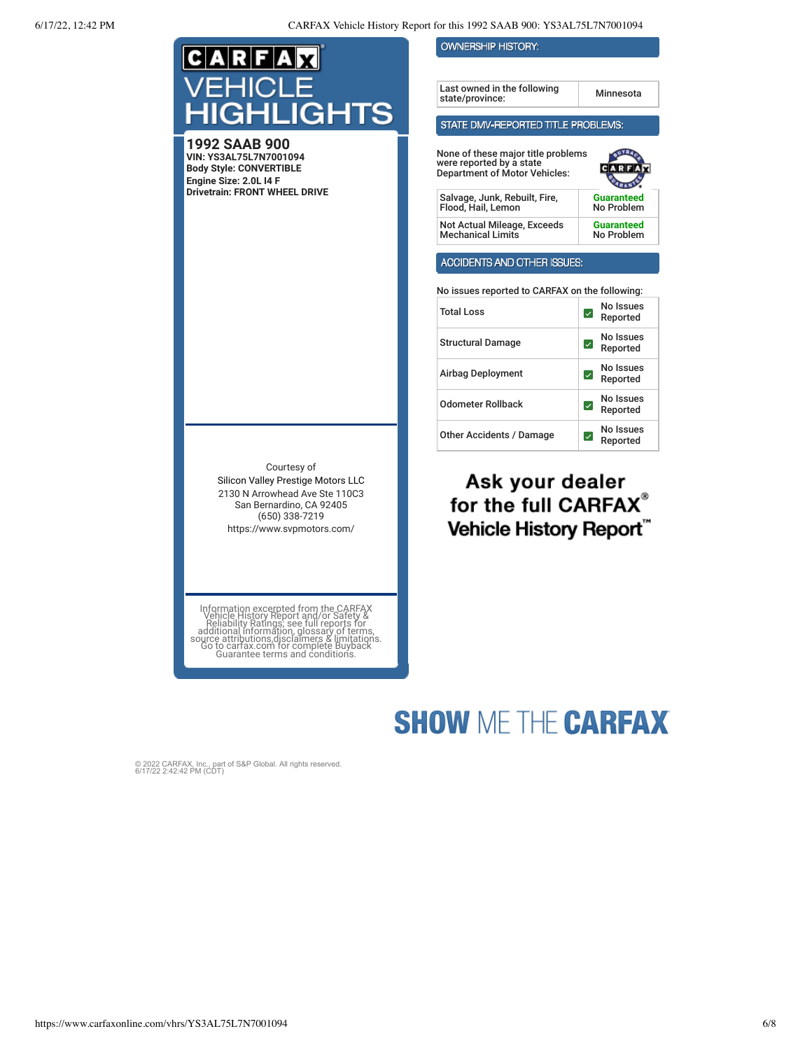# CARFAX VEHICLE HIGHLIGHTS

**1992 SAAB 900**
**VIN: YS3AL75L7N7001094**
**Body Style: CONVERTIBLE**
**Engine Size: 2.0L I4 F**
**Drivetrain: FRONT WHEEL DRIVE**

Courtesy of
Silicon Valley Prestige Motors LLC
2130 N Arrowhead Ave Ste 110C3
San Bernardino, CA 92405
(650) 338-7219
https://www.svpmotors.com/

Information excerpted from the CARFAX Vehicle History Report and/or Safety & Reliability Ratings; see full reports for additional information, glossary of terms, source attributions,disclaimers & limitations. Go to carfax.com for complete Buyback Guarantee terms and conditions.

## OWNERSHIP HISTORY:

| Last owned in the following state/province: | Minnesota |
|---|---|

## STATE DMV-REPORTED TITLE PROBLEMS:

None of these major title problems were reported by a state Department of Motor Vehicles:

| Salvage, Junk, Rebuilt, Fire, Flood, Hail, Lemon | Guaranteed No Problem |
|---|---|
| Not Actual Mileage, Exceeds Mechanical Limits | Guaranteed No Problem |

## ACCIDENTS AND OTHER ISSUES:

No issues reported to CARFAX on the following:

| Total Loss | No Issues Reported |
|---|---|
| Structural Damage | No Issues Reported |
| Airbag Deployment | No Issues Reported |
| Odometer Rollback | No Issues Reported |
| Other Accidents / Damage | No Issues Reported |

**Ask your dealer for the full CARFAX® Vehicle History Report™**

**SHOW ME THE CARFAX**

© 2022 CARFAX, Inc., part of S&P Global. All rights reserved.
6/17/22 2:42:42 PM (CDT)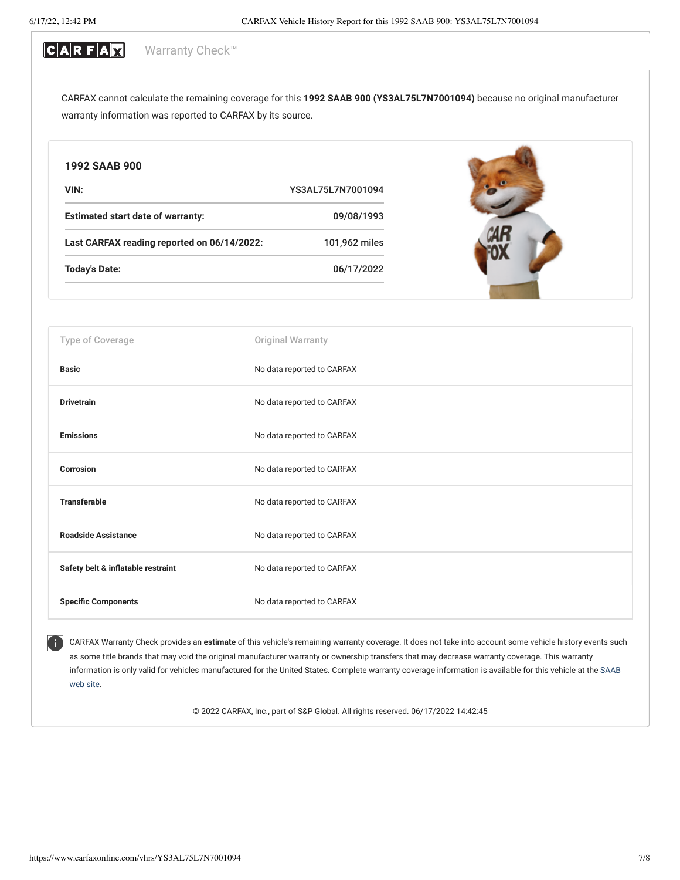# CARFAX Warranty Check™

CARFAX cannot calculate the remaining coverage for this **1992 SAAB 900 (YS3AL75L7N7001094)** because no original manufacturer warranty information was reported to CARFAX by its source.

## 1992 SAAB 900

| | |
|---|---|
| **VIN:** | YS3AL75L7N7001094 |
| **Estimated start date of warranty:** | 09/08/1993 |
| **Last CARFAX reading reported on 06/14/2022:** | 101,962 miles |
| **Today's Date:** | 06/17/2022 |

| Type of Coverage | Original Warranty |
|---|---|
| **Basic** | No data reported to CARFAX |
| **Drivetrain** | No data reported to CARFAX |
| **Emissions** | No data reported to CARFAX |
| **Corrosion** | No data reported to CARFAX |
| **Transferable** | No data reported to CARFAX |
| **Roadside Assistance** | No data reported to CARFAX |
| **Safety belt & inflatable restraint** | No data reported to CARFAX |
| **Specific Components** | No data reported to CARFAX |

CARFAX Warranty Check provides an **estimate** of this vehicle's remaining warranty coverage. It does not take into account some vehicle history events such as some title brands that may void the original manufacturer warranty or ownership transfers that may decrease warranty coverage. This warranty information is only valid for vehicles manufactured for the United States. Complete warranty coverage information is available for this vehicle at the SAAB web site.

© 2022 CARFAX, Inc., part of S&P Global. All rights reserved. 06/17/2022 14:42:45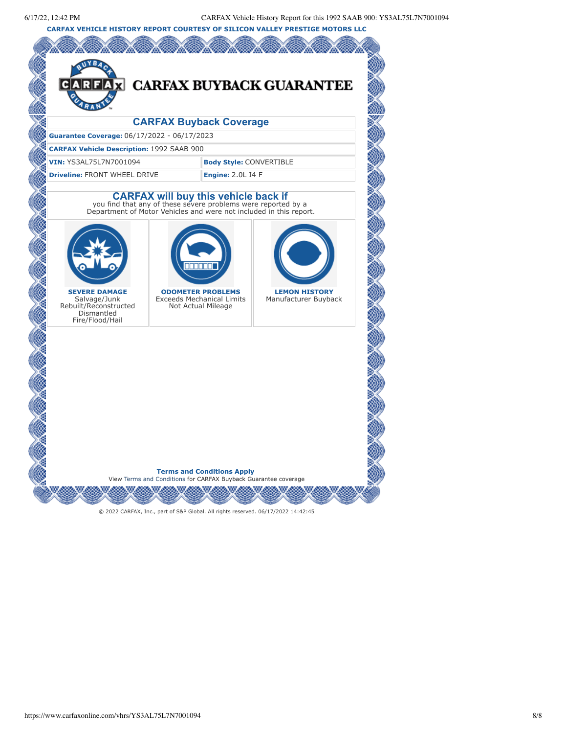**CARFAX VEHICLE HISTORY REPORT COURTESY OF SILICON VALLEY PRESTIGE MOTORS LLC**

# CARFAX BUYBACK GUARANTEE

## CARFAX Buyback Coverage

**Guarantee Coverage:** 06/17/2022 - 06/17/2023

**CARFAX Vehicle Description:** 1992 SAAB 900

| | |
|---|---|
| **VIN:** YS3AL75L7N7001094 | **Body Style:** CONVERTIBLE |
| **Driveline:** FRONT WHEEL DRIVE | **Engine:** 2.0L I4 F |

## CARFAX will buy this vehicle back if

you find that any of these severe problems were reported by a Department of Motor Vehicles and were not included in this report.

| | | |
|---|---|---|
| **SEVERE DAMAGE**<br>Salvage/Junk<br>Rebuilt/Reconstructed<br>Dismantled<br>Fire/Flood/Hail | **ODOMETER PROBLEMS**<br>Exceeds Mechanical Limits<br>Not Actual Mileage | **LEMON HISTORY**<br>Manufacturer Buyback |

**Terms and Conditions Apply**

View Terms and Conditions for CARFAX Buyback Guarantee coverage

© 2022 CARFAX, Inc., part of S&P Global. All rights reserved. 06/17/2022 14:42:45